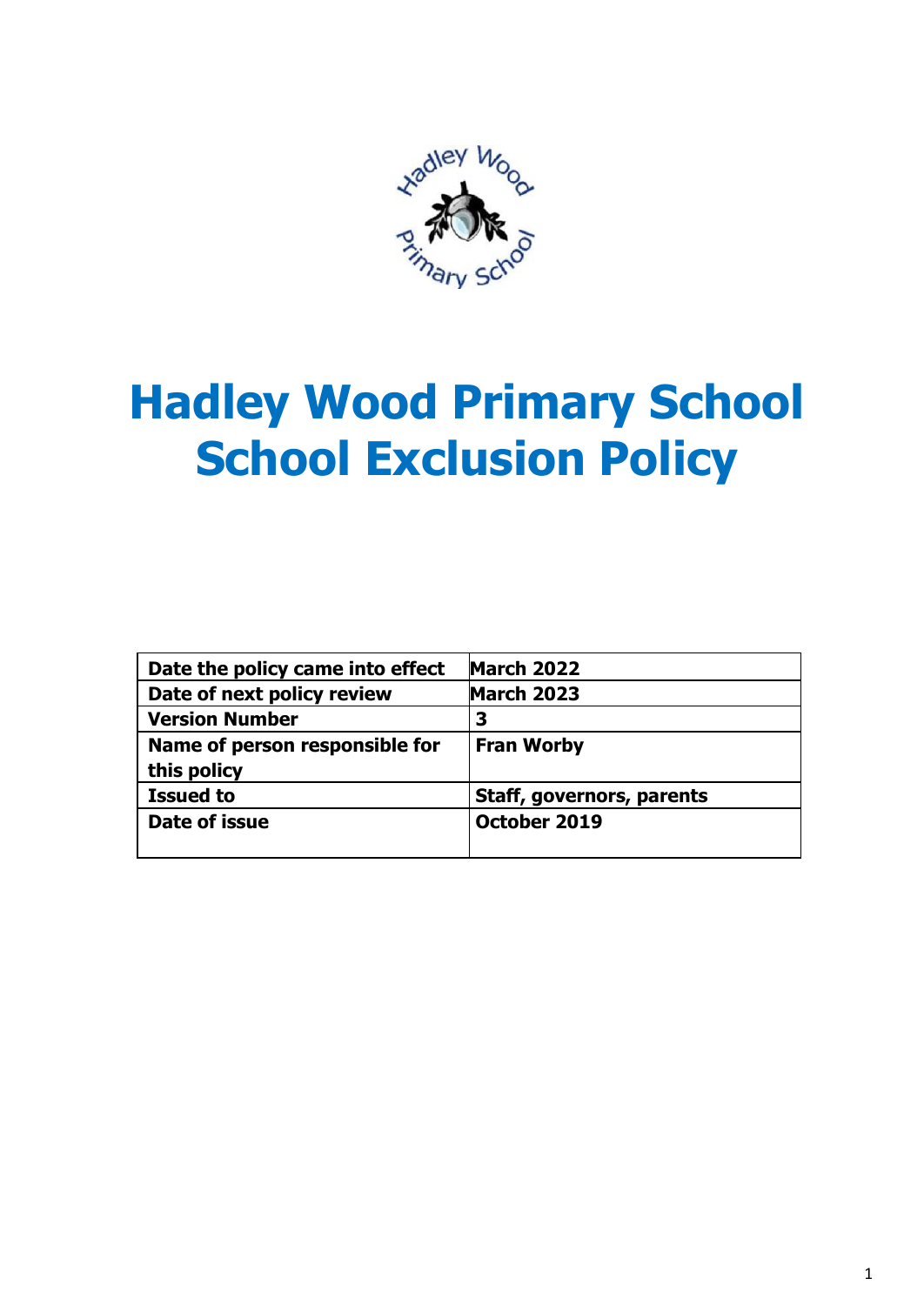# Hadley Wood Primary School
# School Exclusion Policy

| Date the policy came into effect | March 2022 |
|---|---|
| Date of next policy review | March 2023 |
| Version Number | 3 |
| Name of person responsible for this policy | Fran Worby |
| Issued to | Staff, governors, parents |
| Date of issue | October 2019 |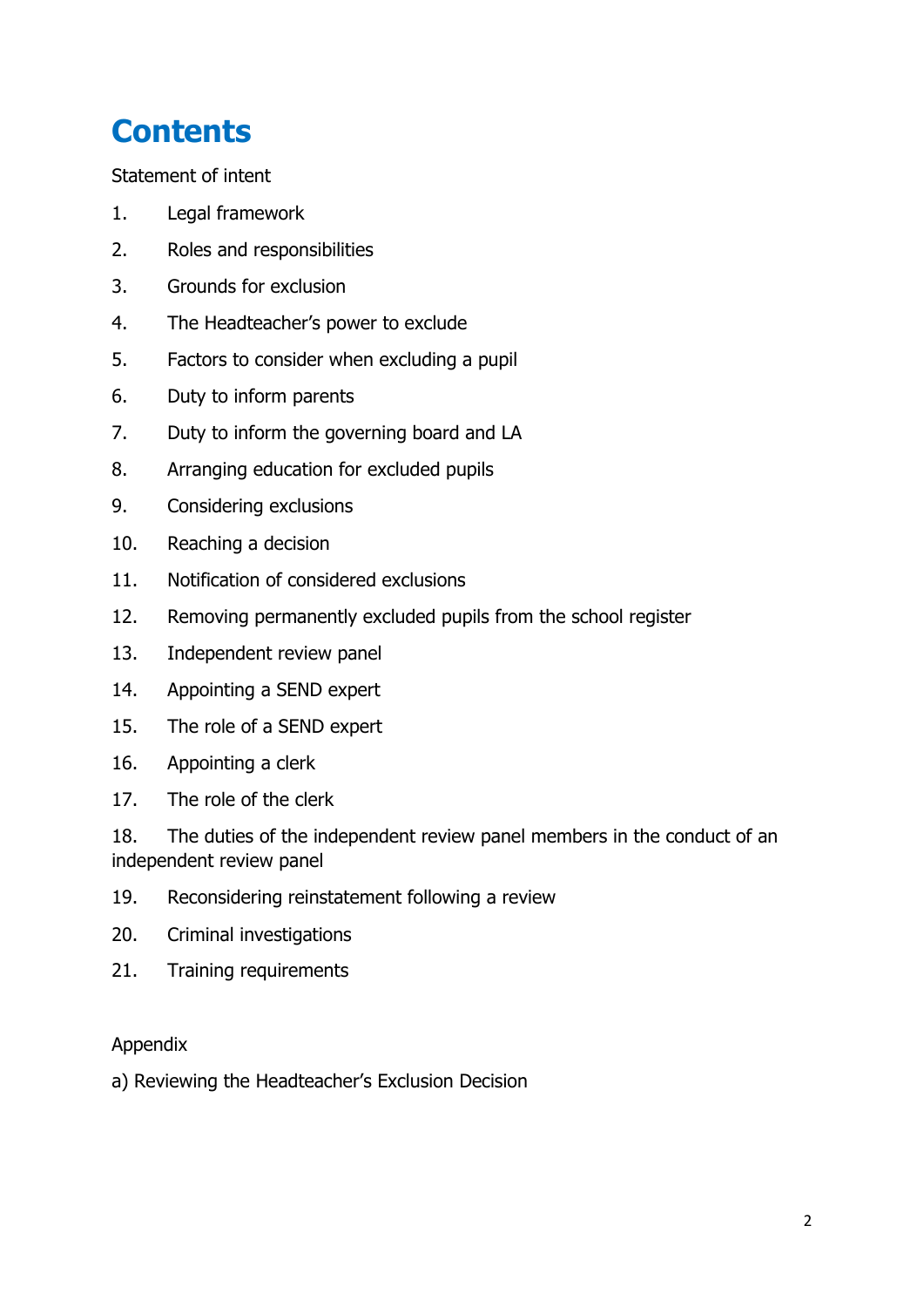# Contents

Statement of intent

1. Legal framework
2. Roles and responsibilities
3. Grounds for exclusion
4. The Headteacher's power to exclude
5. Factors to consider when excluding a pupil
6. Duty to inform parents
7. Duty to inform the governing board and LA
8. Arranging education for excluded pupils
9. Considering exclusions
10. Reaching a decision
11. Notification of considered exclusions
12. Removing permanently excluded pupils from the school register
13. Independent review panel
14. Appointing a SEND expert
15. The role of a SEND expert
16. Appointing a clerk
17. The role of the clerk
18. The duties of the independent review panel members in the conduct of an independent review panel
19. Reconsidering reinstatement following a review
20. Criminal investigations
21. Training requirements

Appendix

a) Reviewing the Headteacher's Exclusion Decision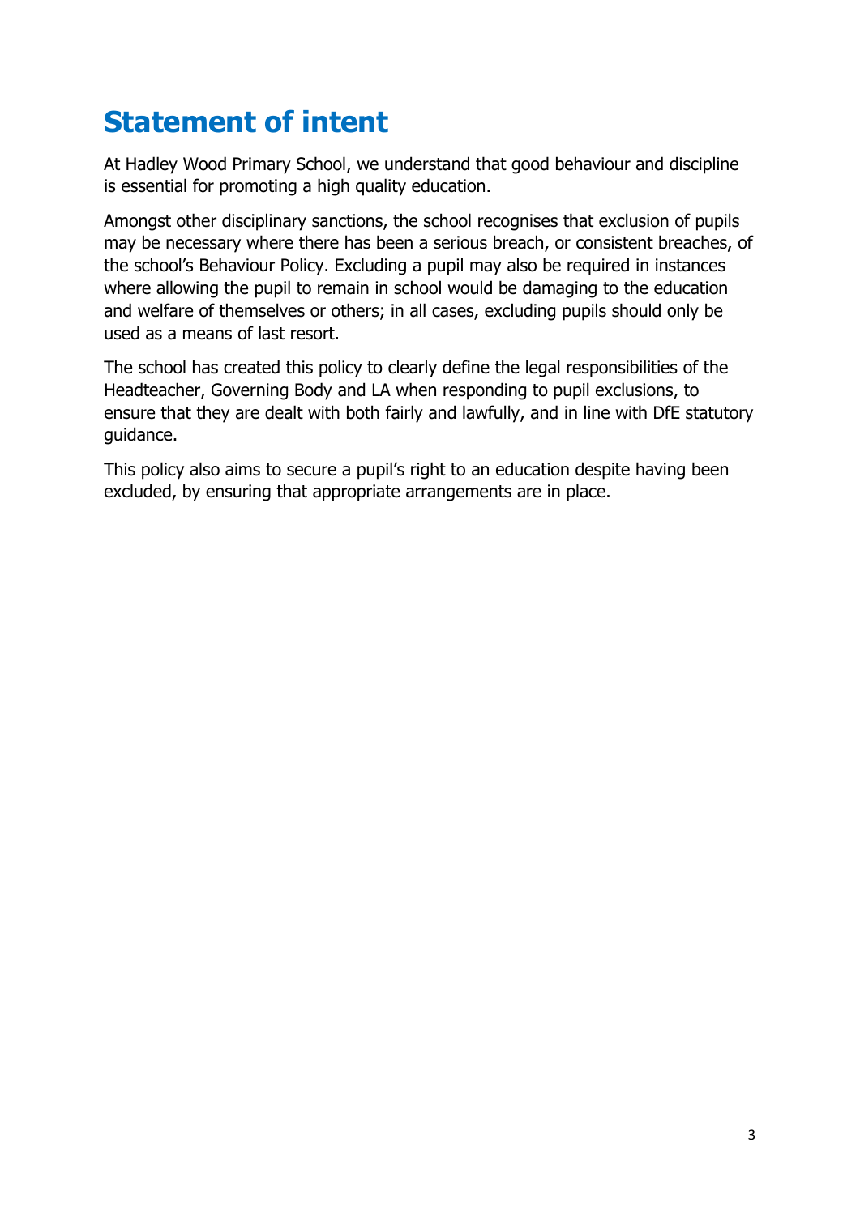# Statement of intent

At Hadley Wood Primary School, we understand that good behaviour and discipline is essential for promoting a high quality education.

Amongst other disciplinary sanctions, the school recognises that exclusion of pupils may be necessary where there has been a serious breach, or consistent breaches, of the school's Behaviour Policy. Excluding a pupil may also be required in instances where allowing the pupil to remain in school would be damaging to the education and welfare of themselves or others; in all cases, excluding pupils should only be used as a means of last resort.

The school has created this policy to clearly define the legal responsibilities of the Headteacher, Governing Body and LA when responding to pupil exclusions, to ensure that they are dealt with both fairly and lawfully, and in line with DfE statutory guidance.

This policy also aims to secure a pupil's right to an education despite having been excluded, by ensuring that appropriate arrangements are in place.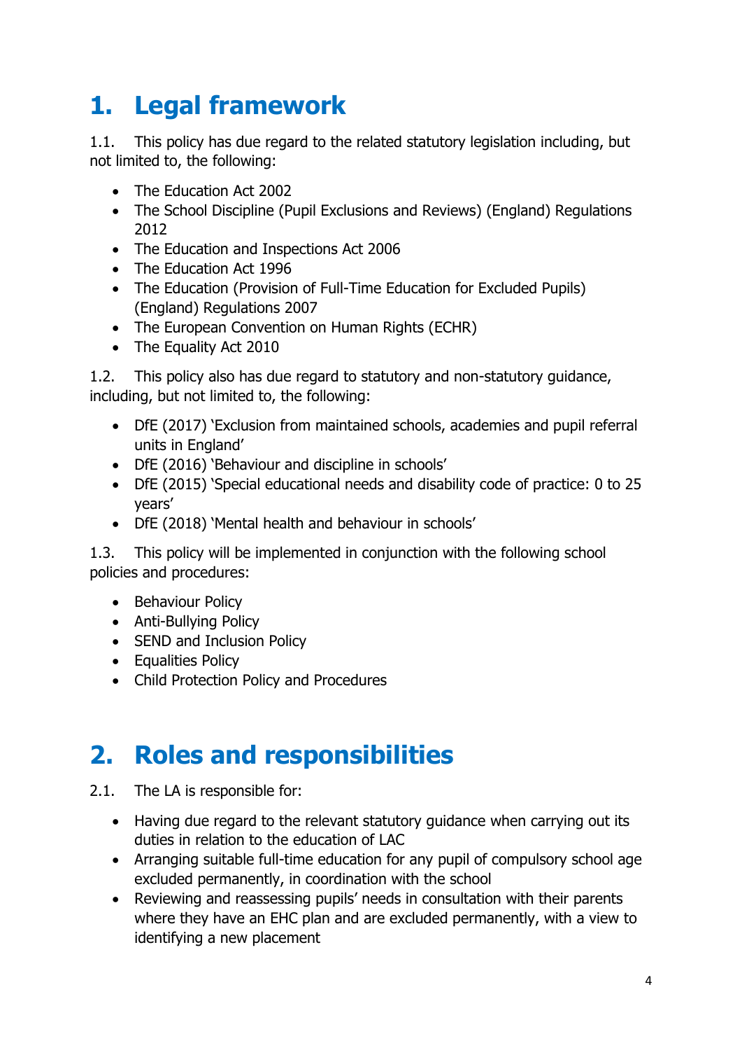# 1. Legal framework

1.1. This policy has due regard to the related statutory legislation including, but not limited to, the following:

- The Education Act 2002
- The School Discipline (Pupil Exclusions and Reviews) (England) Regulations 2012
- The Education and Inspections Act 2006
- The Education Act 1996
- The Education (Provision of Full-Time Education for Excluded Pupils) (England) Regulations 2007
- The European Convention on Human Rights (ECHR)
- The Equality Act 2010

1.2. This policy also has due regard to statutory and non-statutory guidance, including, but not limited to, the following:

- DfE (2017) 'Exclusion from maintained schools, academies and pupil referral units in England'
- DfE (2016) 'Behaviour and discipline in schools'
- DfE (2015) 'Special educational needs and disability code of practice: 0 to 25 years'
- DfE (2018) 'Mental health and behaviour in schools'

1.3. This policy will be implemented in conjunction with the following school policies and procedures:

- Behaviour Policy
- Anti-Bullying Policy
- SEND and Inclusion Policy
- Equalities Policy
- Child Protection Policy and Procedures

# 2. Roles and responsibilities

2.1. The LA is responsible for:

- Having due regard to the relevant statutory guidance when carrying out its duties in relation to the education of LAC
- Arranging suitable full-time education for any pupil of compulsory school age excluded permanently, in coordination with the school
- Reviewing and reassessing pupils' needs in consultation with their parents where they have an EHC plan and are excluded permanently, with a view to identifying a new placement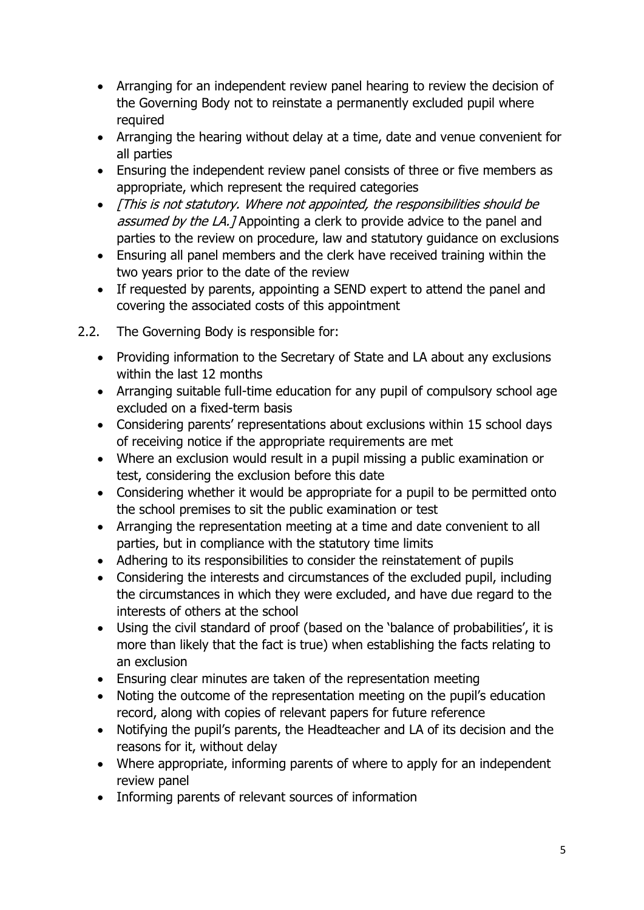- Arranging for an independent review panel hearing to review the decision of the Governing Body not to reinstate a permanently excluded pupil where required
- Arranging the hearing without delay at a time, date and venue convenient for all parties
- Ensuring the independent review panel consists of three or five members as appropriate, which represent the required categories
- *[This is not statutory. Where not appointed, the responsibilities should be assumed by the LA.]* Appointing a clerk to provide advice to the panel and parties to the review on procedure, law and statutory guidance on exclusions
- Ensuring all panel members and the clerk have received training within the two years prior to the date of the review
- If requested by parents, appointing a SEND expert to attend the panel and covering the associated costs of this appointment

2.2. The Governing Body is responsible for:

- Providing information to the Secretary of State and LA about any exclusions within the last 12 months
- Arranging suitable full-time education for any pupil of compulsory school age excluded on a fixed-term basis
- Considering parents' representations about exclusions within 15 school days of receiving notice if the appropriate requirements are met
- Where an exclusion would result in a pupil missing a public examination or test, considering the exclusion before this date
- Considering whether it would be appropriate for a pupil to be permitted onto the school premises to sit the public examination or test
- Arranging the representation meeting at a time and date convenient to all parties, but in compliance with the statutory time limits
- Adhering to its responsibilities to consider the reinstatement of pupils
- Considering the interests and circumstances of the excluded pupil, including the circumstances in which they were excluded, and have due regard to the interests of others at the school
- Using the civil standard of proof (based on the 'balance of probabilities', it is more than likely that the fact is true) when establishing the facts relating to an exclusion
- Ensuring clear minutes are taken of the representation meeting
- Noting the outcome of the representation meeting on the pupil's education record, along with copies of relevant papers for future reference
- Notifying the pupil's parents, the Headteacher and LA of its decision and the reasons for it, without delay
- Where appropriate, informing parents of where to apply for an independent review panel
- Informing parents of relevant sources of information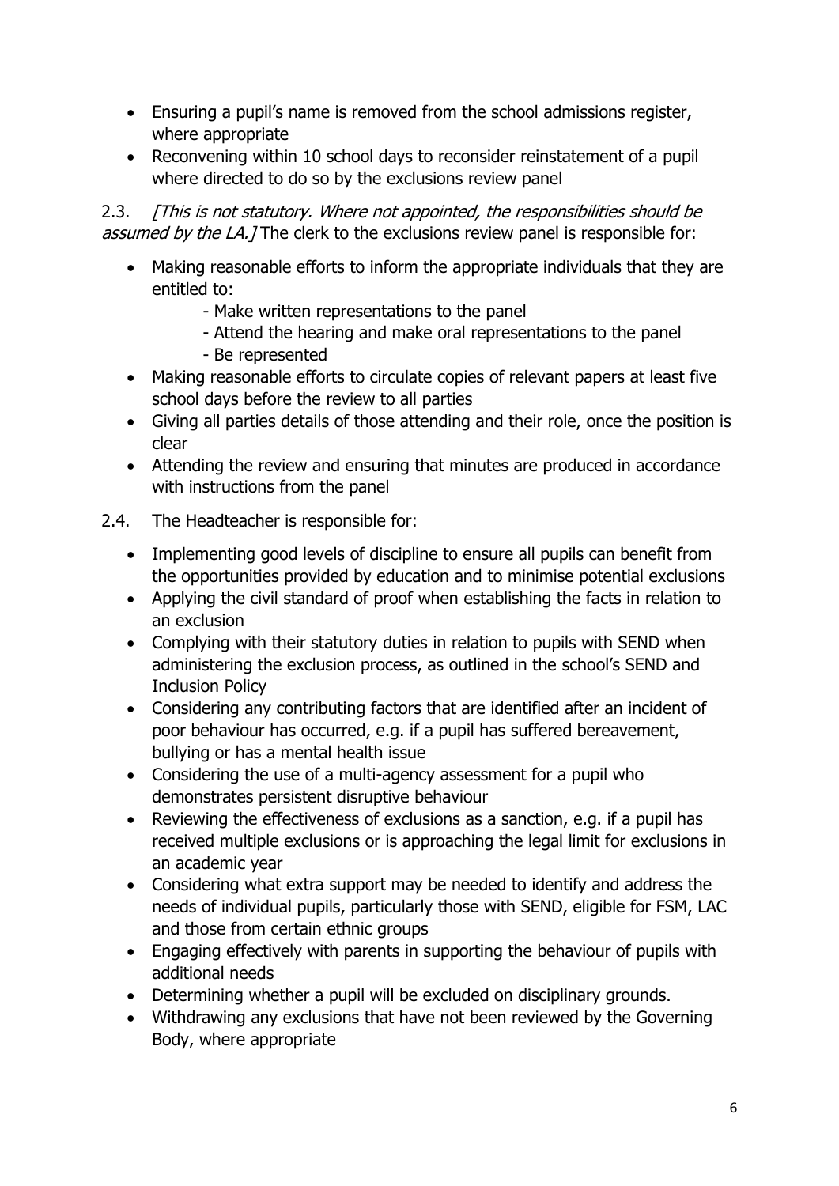- Ensuring a pupil's name is removed from the school admissions register, where appropriate
- Reconvening within 10 school days to reconsider reinstatement of a pupil where directed to do so by the exclusions review panel

2.3. *[This is not statutory. Where not appointed, the responsibilities should be assumed by the LA.]* The clerk to the exclusions review panel is responsible for:

- Making reasonable efforts to inform the appropriate individuals that they are entitled to:
  - Make written representations to the panel
  - Attend the hearing and make oral representations to the panel
  - Be represented
- Making reasonable efforts to circulate copies of relevant papers at least five school days before the review to all parties
- Giving all parties details of those attending and their role, once the position is clear
- Attending the review and ensuring that minutes are produced in accordance with instructions from the panel

2.4. The Headteacher is responsible for:

- Implementing good levels of discipline to ensure all pupils can benefit from the opportunities provided by education and to minimise potential exclusions
- Applying the civil standard of proof when establishing the facts in relation to an exclusion
- Complying with their statutory duties in relation to pupils with SEND when administering the exclusion process, as outlined in the school's SEND and Inclusion Policy
- Considering any contributing factors that are identified after an incident of poor behaviour has occurred, e.g. if a pupil has suffered bereavement, bullying or has a mental health issue
- Considering the use of a multi-agency assessment for a pupil who demonstrates persistent disruptive behaviour
- Reviewing the effectiveness of exclusions as a sanction, e.g. if a pupil has received multiple exclusions or is approaching the legal limit for exclusions in an academic year
- Considering what extra support may be needed to identify and address the needs of individual pupils, particularly those with SEND, eligible for FSM, LAC and those from certain ethnic groups
- Engaging effectively with parents in supporting the behaviour of pupils with additional needs
- Determining whether a pupil will be excluded on disciplinary grounds.
- Withdrawing any exclusions that have not been reviewed by the Governing Body, where appropriate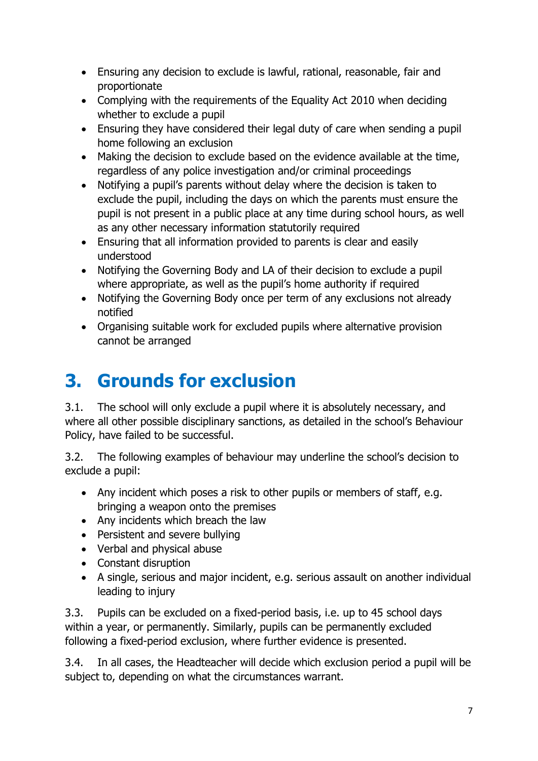- Ensuring any decision to exclude is lawful, rational, reasonable, fair and proportionate
- Complying with the requirements of the Equality Act 2010 when deciding whether to exclude a pupil
- Ensuring they have considered their legal duty of care when sending a pupil home following an exclusion
- Making the decision to exclude based on the evidence available at the time, regardless of any police investigation and/or criminal proceedings
- Notifying a pupil's parents without delay where the decision is taken to exclude the pupil, including the days on which the parents must ensure the pupil is not present in a public place at any time during school hours, as well as any other necessary information statutorily required
- Ensuring that all information provided to parents is clear and easily understood
- Notifying the Governing Body and LA of their decision to exclude a pupil where appropriate, as well as the pupil's home authority if required
- Notifying the Governing Body once per term of any exclusions not already notified
- Organising suitable work for excluded pupils where alternative provision cannot be arranged

# 3. Grounds for exclusion

3.1. The school will only exclude a pupil where it is absolutely necessary, and where all other possible disciplinary sanctions, as detailed in the school's Behaviour Policy, have failed to be successful.

3.2. The following examples of behaviour may underline the school's decision to exclude a pupil:

- Any incident which poses a risk to other pupils or members of staff, e.g. bringing a weapon onto the premises
- Any incidents which breach the law
- Persistent and severe bullying
- Verbal and physical abuse
- Constant disruption
- A single, serious and major incident, e.g. serious assault on another individual leading to injury

3.3. Pupils can be excluded on a fixed-period basis, i.e. up to 45 school days within a year, or permanently. Similarly, pupils can be permanently excluded following a fixed-period exclusion, where further evidence is presented.

3.4. In all cases, the Headteacher will decide which exclusion period a pupil will be subject to, depending on what the circumstances warrant.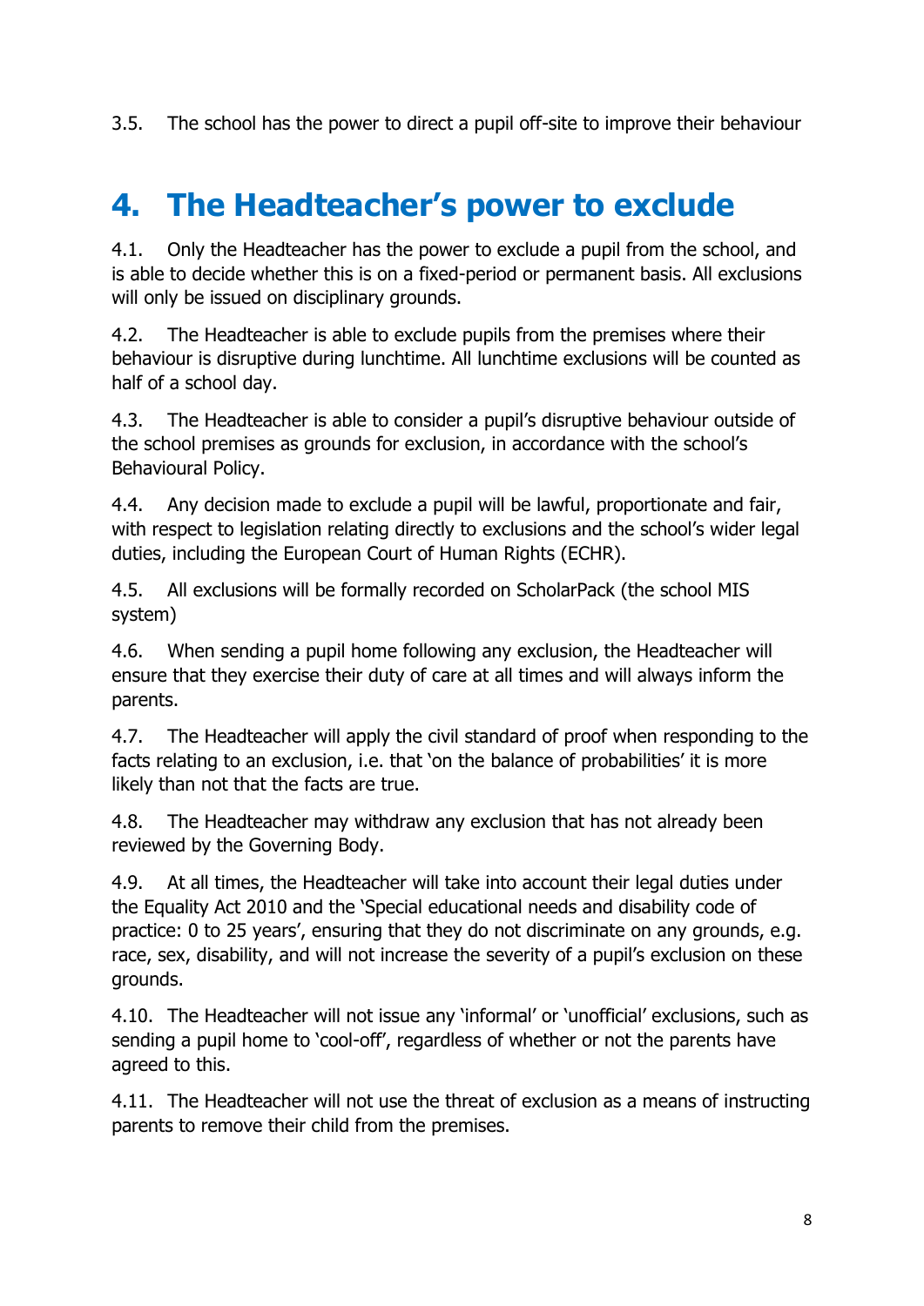3.5. The school has the power to direct a pupil off-site to improve their behaviour

# 4. The Headteacher's power to exclude

4.1. Only the Headteacher has the power to exclude a pupil from the school, and is able to decide whether this is on a fixed-period or permanent basis. All exclusions will only be issued on disciplinary grounds.

4.2. The Headteacher is able to exclude pupils from the premises where their behaviour is disruptive during lunchtime. All lunchtime exclusions will be counted as half of a school day.

4.3. The Headteacher is able to consider a pupil's disruptive behaviour outside of the school premises as grounds for exclusion, in accordance with the school's Behavioural Policy.

4.4. Any decision made to exclude a pupil will be lawful, proportionate and fair, with respect to legislation relating directly to exclusions and the school's wider legal duties, including the European Court of Human Rights (ECHR).

4.5. All exclusions will be formally recorded on ScholarPack (the school MIS system)

4.6. When sending a pupil home following any exclusion, the Headteacher will ensure that they exercise their duty of care at all times and will always inform the parents.

4.7. The Headteacher will apply the civil standard of proof when responding to the facts relating to an exclusion, i.e. that 'on the balance of probabilities' it is more likely than not that the facts are true.

4.8. The Headteacher may withdraw any exclusion that has not already been reviewed by the Governing Body.

4.9. At all times, the Headteacher will take into account their legal duties under the Equality Act 2010 and the 'Special educational needs and disability code of practice: 0 to 25 years', ensuring that they do not discriminate on any grounds, e.g. race, sex, disability, and will not increase the severity of a pupil's exclusion on these grounds.

4.10. The Headteacher will not issue any 'informal' or 'unofficial' exclusions, such as sending a pupil home to 'cool-off', regardless of whether or not the parents have agreed to this.

4.11. The Headteacher will not use the threat of exclusion as a means of instructing parents to remove their child from the premises.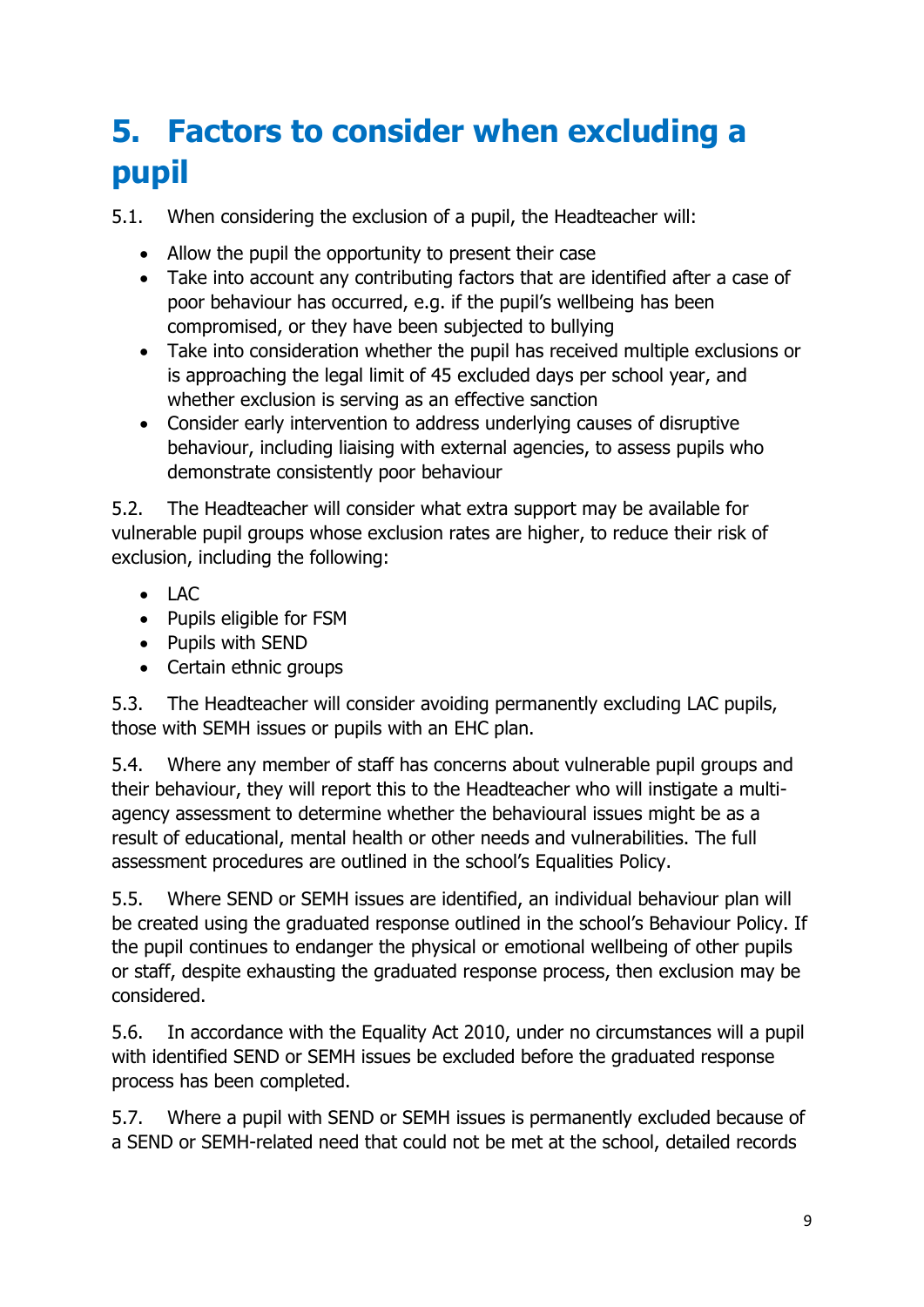# 5. Factors to consider when excluding a pupil

5.1. When considering the exclusion of a pupil, the Headteacher will:

- Allow the pupil the opportunity to present their case
- Take into account any contributing factors that are identified after a case of poor behaviour has occurred, e.g. if the pupil's wellbeing has been compromised, or they have been subjected to bullying
- Take into consideration whether the pupil has received multiple exclusions or is approaching the legal limit of 45 excluded days per school year, and whether exclusion is serving as an effective sanction
- Consider early intervention to address underlying causes of disruptive behaviour, including liaising with external agencies, to assess pupils who demonstrate consistently poor behaviour

5.2. The Headteacher will consider what extra support may be available for vulnerable pupil groups whose exclusion rates are higher, to reduce their risk of exclusion, including the following:

- LAC
- Pupils eligible for FSM
- Pupils with SEND
- Certain ethnic groups

5.3. The Headteacher will consider avoiding permanently excluding LAC pupils, those with SEMH issues or pupils with an EHC plan.

5.4. Where any member of staff has concerns about vulnerable pupil groups and their behaviour, they will report this to the Headteacher who will instigate a multi-agency assessment to determine whether the behavioural issues might be as a result of educational, mental health or other needs and vulnerabilities. The full assessment procedures are outlined in the school's Equalities Policy.

5.5. Where SEND or SEMH issues are identified, an individual behaviour plan will be created using the graduated response outlined in the school's Behaviour Policy. If the pupil continues to endanger the physical or emotional wellbeing of other pupils or staff, despite exhausting the graduated response process, then exclusion may be considered.

5.6. In accordance with the Equality Act 2010, under no circumstances will a pupil with identified SEND or SEMH issues be excluded before the graduated response process has been completed.

5.7. Where a pupil with SEND or SEMH issues is permanently excluded because of a SEND or SEMH-related need that could not be met at the school, detailed records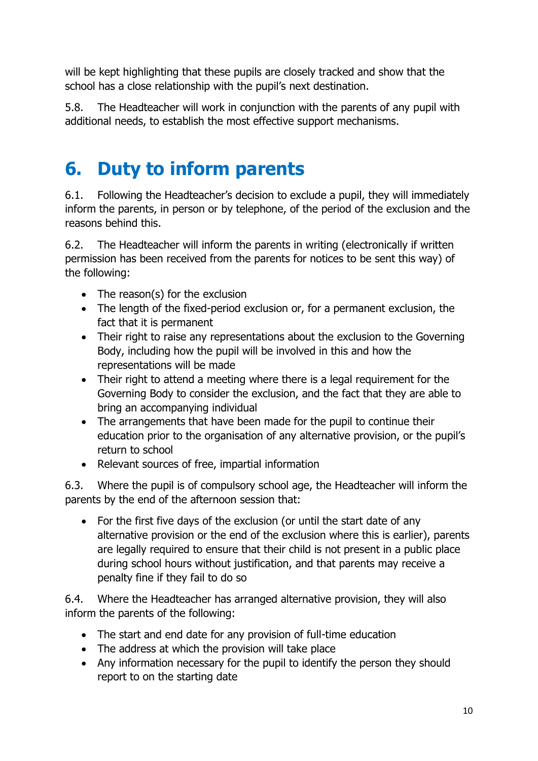will be kept highlighting that these pupils are closely tracked and show that the school has a close relationship with the pupil's next destination.

5.8. The Headteacher will work in conjunction with the parents of any pupil with additional needs, to establish the most effective support mechanisms.

# 6. Duty to inform parents

6.1. Following the Headteacher's decision to exclude a pupil, they will immediately inform the parents, in person or by telephone, of the period of the exclusion and the reasons behind this.

6.2. The Headteacher will inform the parents in writing (electronically if written permission has been received from the parents for notices to be sent this way) of the following:

- The reason(s) for the exclusion
- The length of the fixed-period exclusion or, for a permanent exclusion, the fact that it is permanent
- Their right to raise any representations about the exclusion to the Governing Body, including how the pupil will be involved in this and how the representations will be made
- Their right to attend a meeting where there is a legal requirement for the Governing Body to consider the exclusion, and the fact that they are able to bring an accompanying individual
- The arrangements that have been made for the pupil to continue their education prior to the organisation of any alternative provision, or the pupil's return to school
- Relevant sources of free, impartial information

6.3. Where the pupil is of compulsory school age, the Headteacher will inform the parents by the end of the afternoon session that:

- For the first five days of the exclusion (or until the start date of any alternative provision or the end of the exclusion where this is earlier), parents are legally required to ensure that their child is not present in a public place during school hours without justification, and that parents may receive a penalty fine if they fail to do so

6.4. Where the Headteacher has arranged alternative provision, they will also inform the parents of the following:

- The start and end date for any provision of full-time education
- The address at which the provision will take place
- Any information necessary for the pupil to identify the person they should report to on the starting date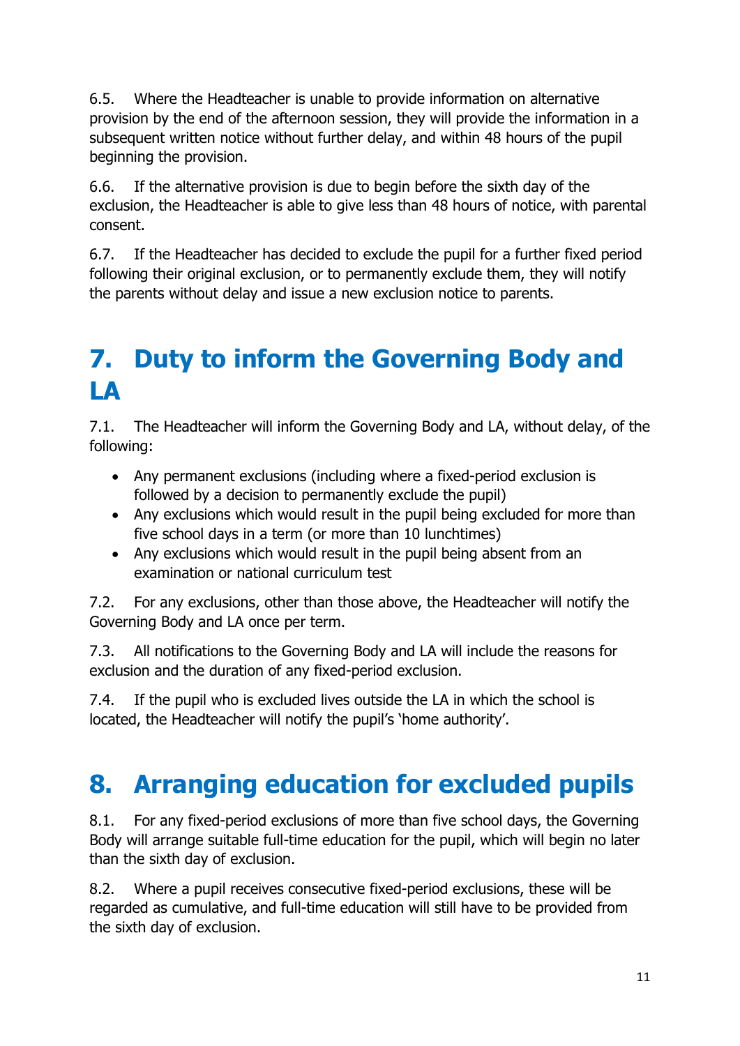6.5. Where the Headteacher is unable to provide information on alternative provision by the end of the afternoon session, they will provide the information in a subsequent written notice without further delay, and within 48 hours of the pupil beginning the provision.

6.6. If the alternative provision is due to begin before the sixth day of the exclusion, the Headteacher is able to give less than 48 hours of notice, with parental consent.

6.7. If the Headteacher has decided to exclude the pupil for a further fixed period following their original exclusion, or to permanently exclude them, they will notify the parents without delay and issue a new exclusion notice to parents.

# 7. Duty to inform the Governing Body and LA

7.1. The Headteacher will inform the Governing Body and LA, without delay, of the following:

- Any permanent exclusions (including where a fixed-period exclusion is followed by a decision to permanently exclude the pupil)
- Any exclusions which would result in the pupil being excluded for more than five school days in a term (or more than 10 lunchtimes)
- Any exclusions which would result in the pupil being absent from an examination or national curriculum test

7.2. For any exclusions, other than those above, the Headteacher will notify the Governing Body and LA once per term.

7.3. All notifications to the Governing Body and LA will include the reasons for exclusion and the duration of any fixed-period exclusion.

7.4. If the pupil who is excluded lives outside the LA in which the school is located, the Headteacher will notify the pupil's 'home authority'.

# 8. Arranging education for excluded pupils

8.1. For any fixed-period exclusions of more than five school days, the Governing Body will arrange suitable full-time education for the pupil, which will begin no later than the sixth day of exclusion.

8.2. Where a pupil receives consecutive fixed-period exclusions, these will be regarded as cumulative, and full-time education will still have to be provided from the sixth day of exclusion.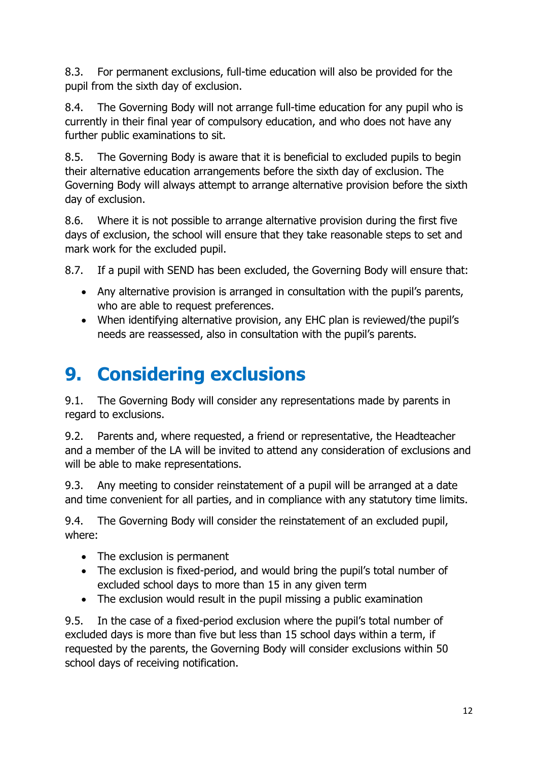8.3. For permanent exclusions, full-time education will also be provided for the pupil from the sixth day of exclusion.

8.4. The Governing Body will not arrange full-time education for any pupil who is currently in their final year of compulsory education, and who does not have any further public examinations to sit.

8.5. The Governing Body is aware that it is beneficial to excluded pupils to begin their alternative education arrangements before the sixth day of exclusion. The Governing Body will always attempt to arrange alternative provision before the sixth day of exclusion.

8.6. Where it is not possible to arrange alternative provision during the first five days of exclusion, the school will ensure that they take reasonable steps to set and mark work for the excluded pupil.

8.7. If a pupil with SEND has been excluded, the Governing Body will ensure that:

- Any alternative provision is arranged in consultation with the pupil's parents, who are able to request preferences.
- When identifying alternative provision, any EHC plan is reviewed/the pupil's needs are reassessed, also in consultation with the pupil's parents.

# 9. Considering exclusions

9.1. The Governing Body will consider any representations made by parents in regard to exclusions.

9.2. Parents and, where requested, a friend or representative, the Headteacher and a member of the LA will be invited to attend any consideration of exclusions and will be able to make representations.

9.3. Any meeting to consider reinstatement of a pupil will be arranged at a date and time convenient for all parties, and in compliance with any statutory time limits.

9.4. The Governing Body will consider the reinstatement of an excluded pupil, where:

- The exclusion is permanent
- The exclusion is fixed-period, and would bring the pupil's total number of excluded school days to more than 15 in any given term
- The exclusion would result in the pupil missing a public examination

9.5. In the case of a fixed-period exclusion where the pupil's total number of excluded days is more than five but less than 15 school days within a term, if requested by the parents, the Governing Body will consider exclusions within 50 school days of receiving notification.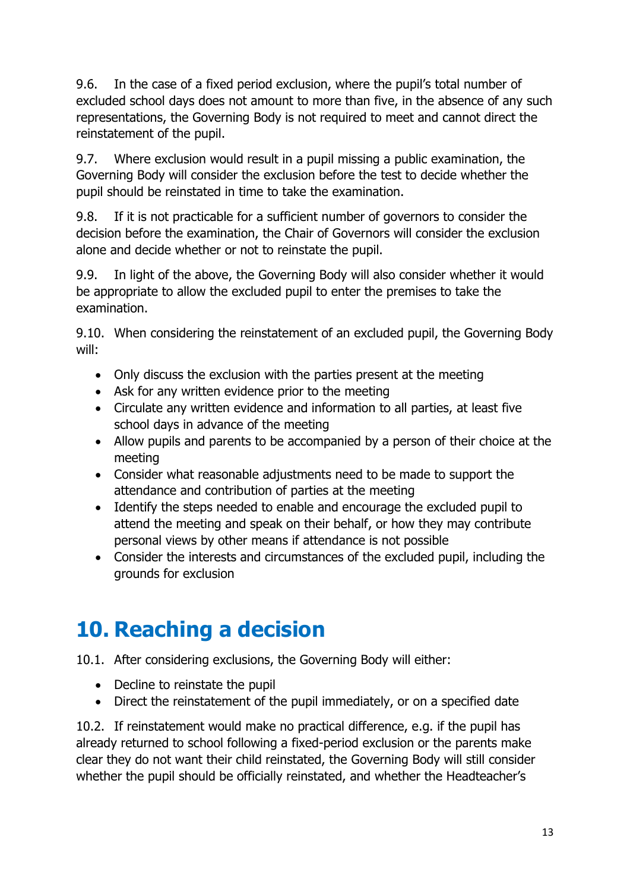9.6. In the case of a fixed period exclusion, where the pupil's total number of excluded school days does not amount to more than five, in the absence of any such representations, the Governing Body is not required to meet and cannot direct the reinstatement of the pupil.

9.7. Where exclusion would result in a pupil missing a public examination, the Governing Body will consider the exclusion before the test to decide whether the pupil should be reinstated in time to take the examination.

9.8. If it is not practicable for a sufficient number of governors to consider the decision before the examination, the Chair of Governors will consider the exclusion alone and decide whether or not to reinstate the pupil.

9.9. In light of the above, the Governing Body will also consider whether it would be appropriate to allow the excluded pupil to enter the premises to take the examination.

9.10. When considering the reinstatement of an excluded pupil, the Governing Body will:

- Only discuss the exclusion with the parties present at the meeting
- Ask for any written evidence prior to the meeting
- Circulate any written evidence and information to all parties, at least five school days in advance of the meeting
- Allow pupils and parents to be accompanied by a person of their choice at the meeting
- Consider what reasonable adjustments need to be made to support the attendance and contribution of parties at the meeting
- Identify the steps needed to enable and encourage the excluded pupil to attend the meeting and speak on their behalf, or how they may contribute personal views by other means if attendance is not possible
- Consider the interests and circumstances of the excluded pupil, including the grounds for exclusion

# 10. Reaching a decision

10.1. After considering exclusions, the Governing Body will either:

- Decline to reinstate the pupil
- Direct the reinstatement of the pupil immediately, or on a specified date

10.2. If reinstatement would make no practical difference, e.g. if the pupil has already returned to school following a fixed-period exclusion or the parents make clear they do not want their child reinstated, the Governing Body will still consider whether the pupil should be officially reinstated, and whether the Headteacher's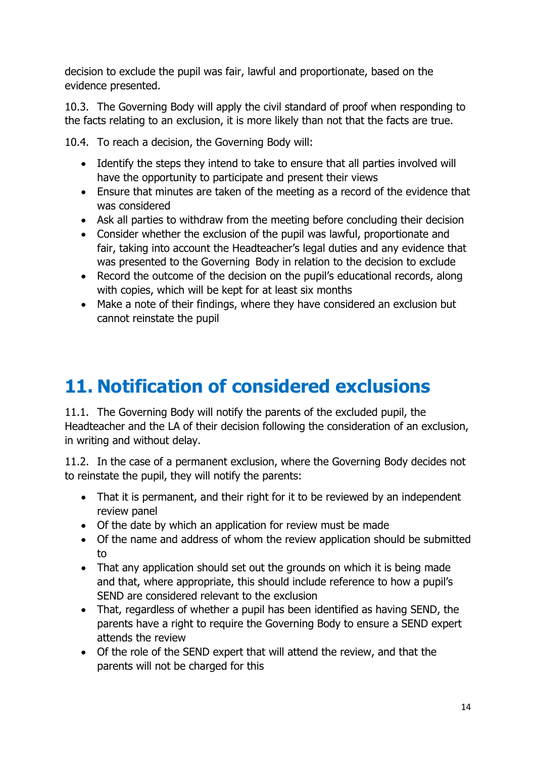decision to exclude the pupil was fair, lawful and proportionate, based on the evidence presented.

10.3. The Governing Body will apply the civil standard of proof when responding to the facts relating to an exclusion, it is more likely than not that the facts are true.

10.4. To reach a decision, the Governing Body will:

- Identify the steps they intend to take to ensure that all parties involved will have the opportunity to participate and present their views
- Ensure that minutes are taken of the meeting as a record of the evidence that was considered
- Ask all parties to withdraw from the meeting before concluding their decision
- Consider whether the exclusion of the pupil was lawful, proportionate and fair, taking into account the Headteacher's legal duties and any evidence that was presented to the Governing Body in relation to the decision to exclude
- Record the outcome of the decision on the pupil's educational records, along with copies, which will be kept for at least six months
- Make a note of their findings, where they have considered an exclusion but cannot reinstate the pupil

# 11. Notification of considered exclusions

11.1. The Governing Body will notify the parents of the excluded pupil, the Headteacher and the LA of their decision following the consideration of an exclusion, in writing and without delay.

11.2. In the case of a permanent exclusion, where the Governing Body decides not to reinstate the pupil, they will notify the parents:

- That it is permanent, and their right for it to be reviewed by an independent review panel
- Of the date by which an application for review must be made
- Of the name and address of whom the review application should be submitted to
- That any application should set out the grounds on which it is being made and that, where appropriate, this should include reference to how a pupil's SEND are considered relevant to the exclusion
- That, regardless of whether a pupil has been identified as having SEND, the parents have a right to require the Governing Body to ensure a SEND expert attends the review
- Of the role of the SEND expert that will attend the review, and that the parents will not be charged for this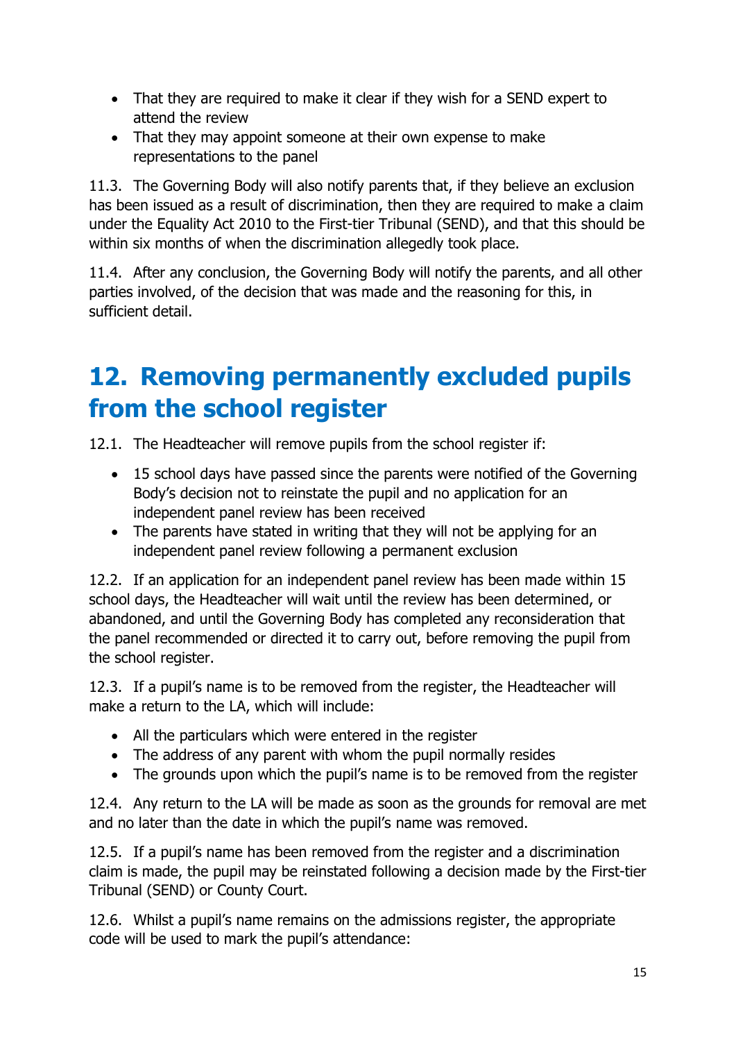- That they are required to make it clear if they wish for a SEND expert to attend the review
- That they may appoint someone at their own expense to make representations to the panel

11.3. The Governing Body will also notify parents that, if they believe an exclusion has been issued as a result of discrimination, then they are required to make a claim under the Equality Act 2010 to the First-tier Tribunal (SEND), and that this should be within six months of when the discrimination allegedly took place.

11.4. After any conclusion, the Governing Body will notify the parents, and all other parties involved, of the decision that was made and the reasoning for this, in sufficient detail.

## 12. Removing permanently excluded pupils from the school register

12.1. The Headteacher will remove pupils from the school register if:

- 15 school days have passed since the parents were notified of the Governing Body's decision not to reinstate the pupil and no application for an independent panel review has been received
- The parents have stated in writing that they will not be applying for an independent panel review following a permanent exclusion

12.2. If an application for an independent panel review has been made within 15 school days, the Headteacher will wait until the review has been determined, or abandoned, and until the Governing Body has completed any reconsideration that the panel recommended or directed it to carry out, before removing the pupil from the school register.

12.3. If a pupil's name is to be removed from the register, the Headteacher will make a return to the LA, which will include:

- All the particulars which were entered in the register
- The address of any parent with whom the pupil normally resides
- The grounds upon which the pupil's name is to be removed from the register

12.4. Any return to the LA will be made as soon as the grounds for removal are met and no later than the date in which the pupil's name was removed.

12.5. If a pupil's name has been removed from the register and a discrimination claim is made, the pupil may be reinstated following a decision made by the First-tier Tribunal (SEND) or County Court.

12.6. Whilst a pupil's name remains on the admissions register, the appropriate code will be used to mark the pupil's attendance: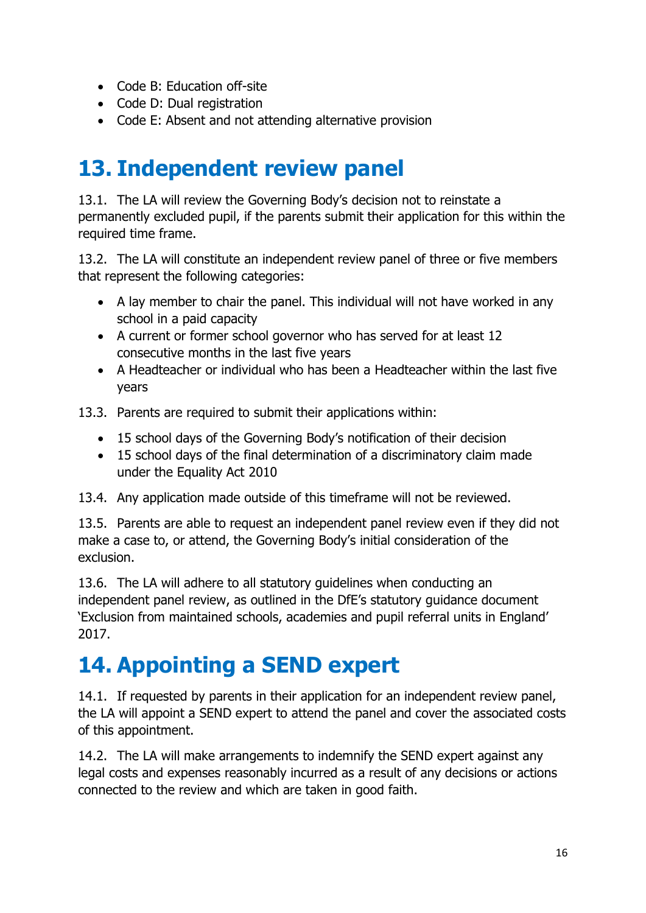- Code B: Education off-site
- Code D: Dual registration
- Code E: Absent and not attending alternative provision

# 13. Independent review panel

13.1. The LA will review the Governing Body's decision not to reinstate a permanently excluded pupil, if the parents submit their application for this within the required time frame.

13.2. The LA will constitute an independent review panel of three or five members that represent the following categories:

- A lay member to chair the panel. This individual will not have worked in any school in a paid capacity
- A current or former school governor who has served for at least 12 consecutive months in the last five years
- A Headteacher or individual who has been a Headteacher within the last five years

13.3. Parents are required to submit their applications within:

- 15 school days of the Governing Body's notification of their decision
- 15 school days of the final determination of a discriminatory claim made under the Equality Act 2010

13.4. Any application made outside of this timeframe will not be reviewed.

13.5. Parents are able to request an independent panel review even if they did not make a case to, or attend, the Governing Body's initial consideration of the exclusion.

13.6. The LA will adhere to all statutory guidelines when conducting an independent panel review, as outlined in the DfE's statutory guidance document 'Exclusion from maintained schools, academies and pupil referral units in England' 2017.

# 14. Appointing a SEND expert

14.1. If requested by parents in their application for an independent review panel, the LA will appoint a SEND expert to attend the panel and cover the associated costs of this appointment.

14.2. The LA will make arrangements to indemnify the SEND expert against any legal costs and expenses reasonably incurred as a result of any decisions or actions connected to the review and which are taken in good faith.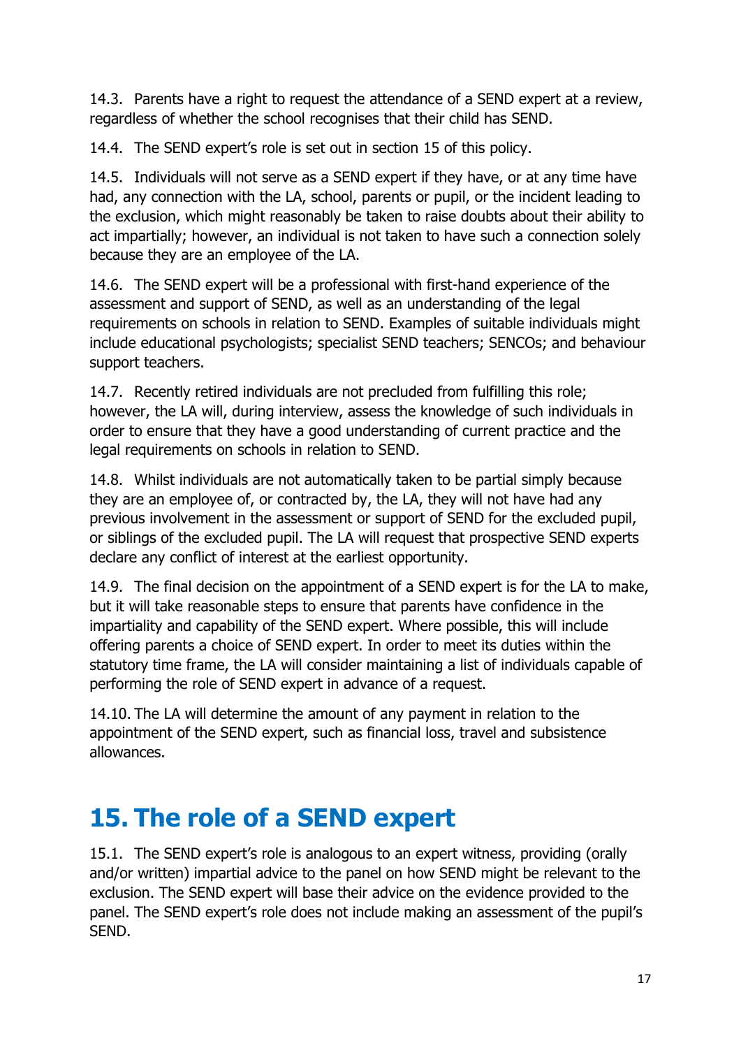14.3. Parents have a right to request the attendance of a SEND expert at a review, regardless of whether the school recognises that their child has SEND.

14.4. The SEND expert's role is set out in section 15 of this policy.

14.5. Individuals will not serve as a SEND expert if they have, or at any time have had, any connection with the LA, school, parents or pupil, or the incident leading to the exclusion, which might reasonably be taken to raise doubts about their ability to act impartially; however, an individual is not taken to have such a connection solely because they are an employee of the LA.

14.6. The SEND expert will be a professional with first-hand experience of the assessment and support of SEND, as well as an understanding of the legal requirements on schools in relation to SEND. Examples of suitable individuals might include educational psychologists; specialist SEND teachers; SENCOs; and behaviour support teachers.

14.7. Recently retired individuals are not precluded from fulfilling this role; however, the LA will, during interview, assess the knowledge of such individuals in order to ensure that they have a good understanding of current practice and the legal requirements on schools in relation to SEND.

14.8. Whilst individuals are not automatically taken to be partial simply because they are an employee of, or contracted by, the LA, they will not have had any previous involvement in the assessment or support of SEND for the excluded pupil, or siblings of the excluded pupil. The LA will request that prospective SEND experts declare any conflict of interest at the earliest opportunity.

14.9. The final decision on the appointment of a SEND expert is for the LA to make, but it will take reasonable steps to ensure that parents have confidence in the impartiality and capability of the SEND expert. Where possible, this will include offering parents a choice of SEND expert. In order to meet its duties within the statutory time frame, the LA will consider maintaining a list of individuals capable of performing the role of SEND expert in advance of a request.

14.10. The LA will determine the amount of any payment in relation to the appointment of the SEND expert, such as financial loss, travel and subsistence allowances.

# 15. The role of a SEND expert

15.1. The SEND expert's role is analogous to an expert witness, providing (orally and/or written) impartial advice to the panel on how SEND might be relevant to the exclusion. The SEND expert will base their advice on the evidence provided to the panel. The SEND expert's role does not include making an assessment of the pupil's SEND.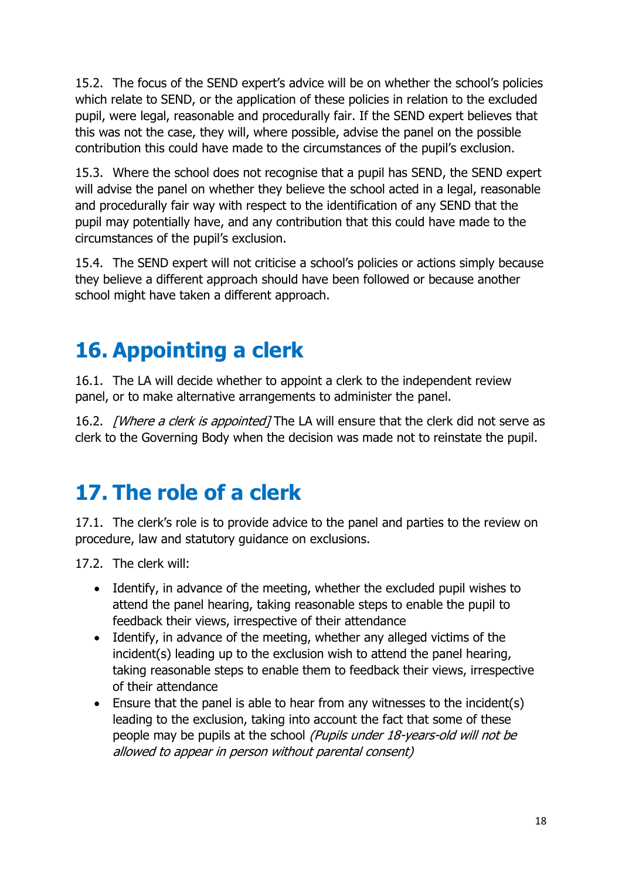15.2. The focus of the SEND expert's advice will be on whether the school's policies which relate to SEND, or the application of these policies in relation to the excluded pupil, were legal, reasonable and procedurally fair. If the SEND expert believes that this was not the case, they will, where possible, advise the panel on the possible contribution this could have made to the circumstances of the pupil's exclusion.

15.3. Where the school does not recognise that a pupil has SEND, the SEND expert will advise the panel on whether they believe the school acted in a legal, reasonable and procedurally fair way with respect to the identification of any SEND that the pupil may potentially have, and any contribution that this could have made to the circumstances of the pupil's exclusion.

15.4. The SEND expert will not criticise a school's policies or actions simply because they believe a different approach should have been followed or because another school might have taken a different approach.

# 16. Appointing a clerk

16.1. The LA will decide whether to appoint a clerk to the independent review panel, or to make alternative arrangements to administer the panel.

16.2. *[Where a clerk is appointed]* The LA will ensure that the clerk did not serve as clerk to the Governing Body when the decision was made not to reinstate the pupil.

# 17. The role of a clerk

17.1. The clerk's role is to provide advice to the panel and parties to the review on procedure, law and statutory guidance on exclusions.

17.2. The clerk will:

- Identify, in advance of the meeting, whether the excluded pupil wishes to attend the panel hearing, taking reasonable steps to enable the pupil to feedback their views, irrespective of their attendance
- Identify, in advance of the meeting, whether any alleged victims of the incident(s) leading up to the exclusion wish to attend the panel hearing, taking reasonable steps to enable them to feedback their views, irrespective of their attendance
- Ensure that the panel is able to hear from any witnesses to the incident(s) leading to the exclusion, taking into account the fact that some of these people may be pupils at the school *(Pupils under 18-years-old will not be allowed to appear in person without parental consent)*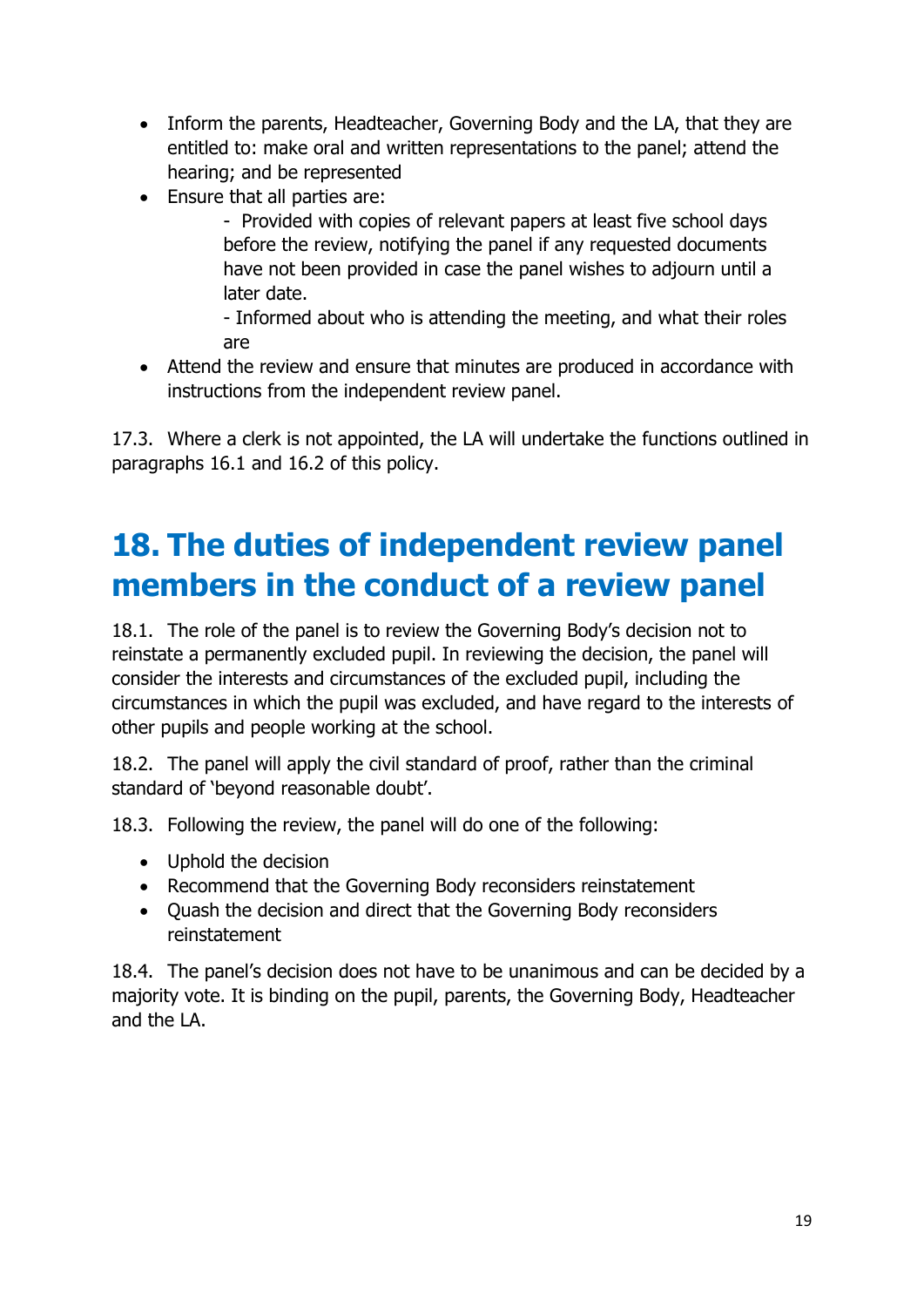- Inform the parents, Headteacher, Governing Body and the LA, that they are entitled to: make oral and written representations to the panel; attend the hearing; and be represented
- Ensure that all parties are:
    - Provided with copies of relevant papers at least five school days before the review, notifying the panel if any requested documents have not been provided in case the panel wishes to adjourn until a later date.
    - Informed about who is attending the meeting, and what their roles are
- Attend the review and ensure that minutes are produced in accordance with instructions from the independent review panel.

17.3. Where a clerk is not appointed, the LA will undertake the functions outlined in paragraphs 16.1 and 16.2 of this policy.

# 18. The duties of independent review panel members in the conduct of a review panel

18.1. The role of the panel is to review the Governing Body's decision not to reinstate a permanently excluded pupil. In reviewing the decision, the panel will consider the interests and circumstances of the excluded pupil, including the circumstances in which the pupil was excluded, and have regard to the interests of other pupils and people working at the school.

18.2. The panel will apply the civil standard of proof, rather than the criminal standard of 'beyond reasonable doubt'.

18.3. Following the review, the panel will do one of the following:

- Uphold the decision
- Recommend that the Governing Body reconsiders reinstatement
- Quash the decision and direct that the Governing Body reconsiders reinstatement

18.4. The panel's decision does not have to be unanimous and can be decided by a majority vote. It is binding on the pupil, parents, the Governing Body, Headteacher and the LA.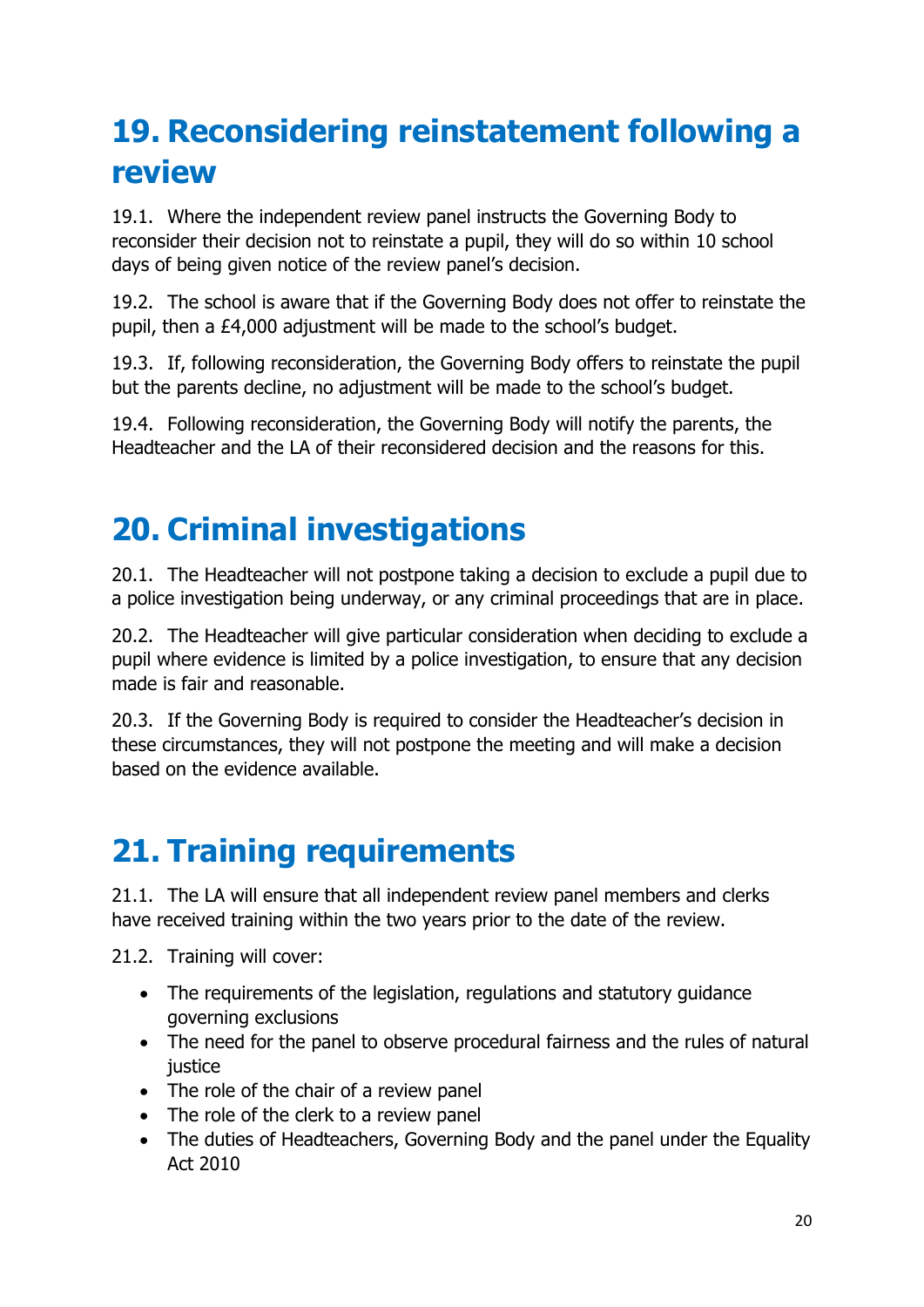# 19. Reconsidering reinstatement following a review

19.1. Where the independent review panel instructs the Governing Body to reconsider their decision not to reinstate a pupil, they will do so within 10 school days of being given notice of the review panel's decision.

19.2. The school is aware that if the Governing Body does not offer to reinstate the pupil, then a £4,000 adjustment will be made to the school's budget.

19.3. If, following reconsideration, the Governing Body offers to reinstate the pupil but the parents decline, no adjustment will be made to the school's budget.

19.4. Following reconsideration, the Governing Body will notify the parents, the Headteacher and the LA of their reconsidered decision and the reasons for this.

# 20. Criminal investigations

20.1. The Headteacher will not postpone taking a decision to exclude a pupil due to a police investigation being underway, or any criminal proceedings that are in place.

20.2. The Headteacher will give particular consideration when deciding to exclude a pupil where evidence is limited by a police investigation, to ensure that any decision made is fair and reasonable.

20.3. If the Governing Body is required to consider the Headteacher's decision in these circumstances, they will not postpone the meeting and will make a decision based on the evidence available.

# 21. Training requirements

21.1. The LA will ensure that all independent review panel members and clerks have received training within the two years prior to the date of the review.

21.2. Training will cover:

- The requirements of the legislation, regulations and statutory guidance governing exclusions
- The need for the panel to observe procedural fairness and the rules of natural justice
- The role of the chair of a review panel
- The role of the clerk to a review panel
- The duties of Headteachers, Governing Body and the panel under the Equality Act 2010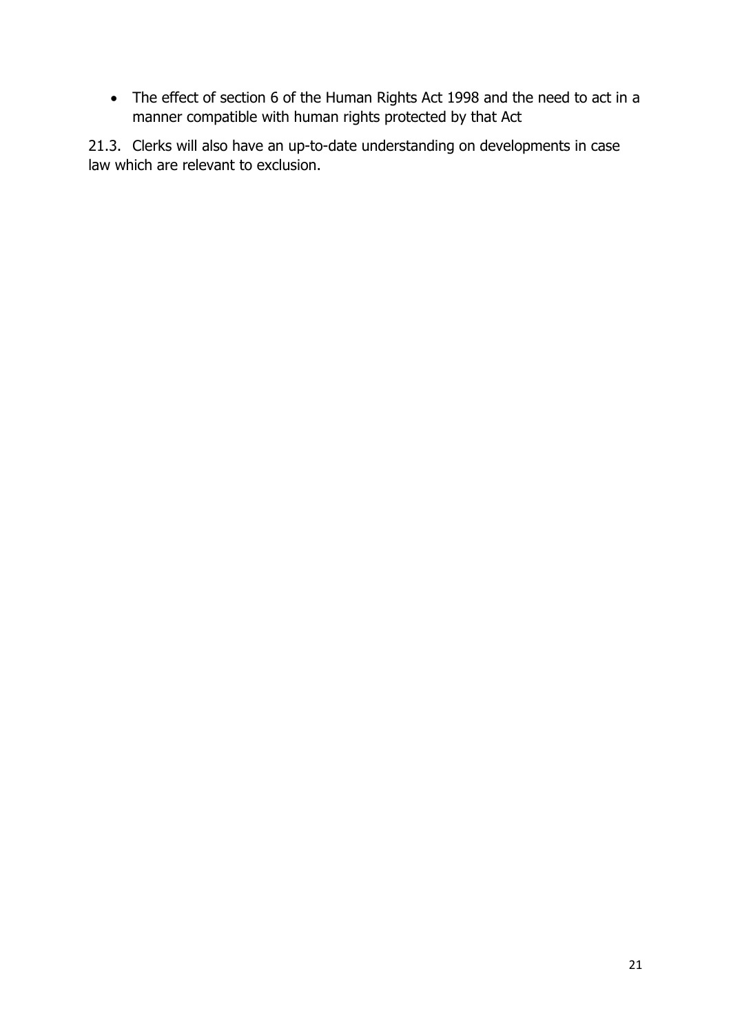- The effect of section 6 of the Human Rights Act 1998 and the need to act in a manner compatible with human rights protected by that Act

21.3. Clerks will also have an up-to-date understanding on developments in case law which are relevant to exclusion.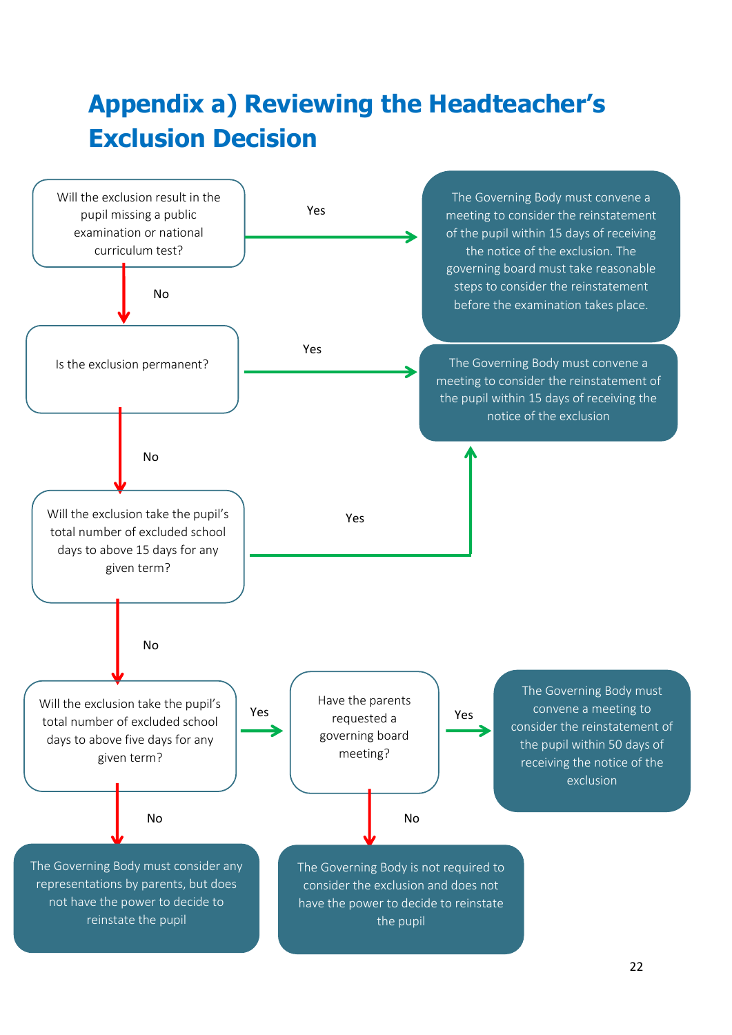# Appendix a) Reviewing the Headteacher's Exclusion Decision

Will the exclusion result in the pupil missing a public examination or national curriculum test?

Yes

The Governing Body must convene a meeting to consider the reinstatement of the pupil within 15 days of receiving the notice of the exclusion. The governing board must take reasonable steps to consider the reinstatement before the examination takes place.

No

Is the exclusion permanent?

Yes

The Governing Body must convene a meeting to consider the reinstatement of the pupil within 15 days of receiving the notice of the exclusion

No

Will the exclusion take the pupil's total number of excluded school days to above 15 days for any given term?

Yes

No

Will the exclusion take the pupil's total number of excluded school days to above five days for any given term?

Yes

Have the parents requested a governing board meeting?

Yes

The Governing Body must convene a meeting to consider the reinstatement of the pupil within 50 days of receiving the notice of the exclusion

No

The Governing Body must consider any representations by parents, but does not have the power to decide to reinstate the pupil

No

The Governing Body is not required to consider the exclusion and does not have the power to decide to reinstate the pupil